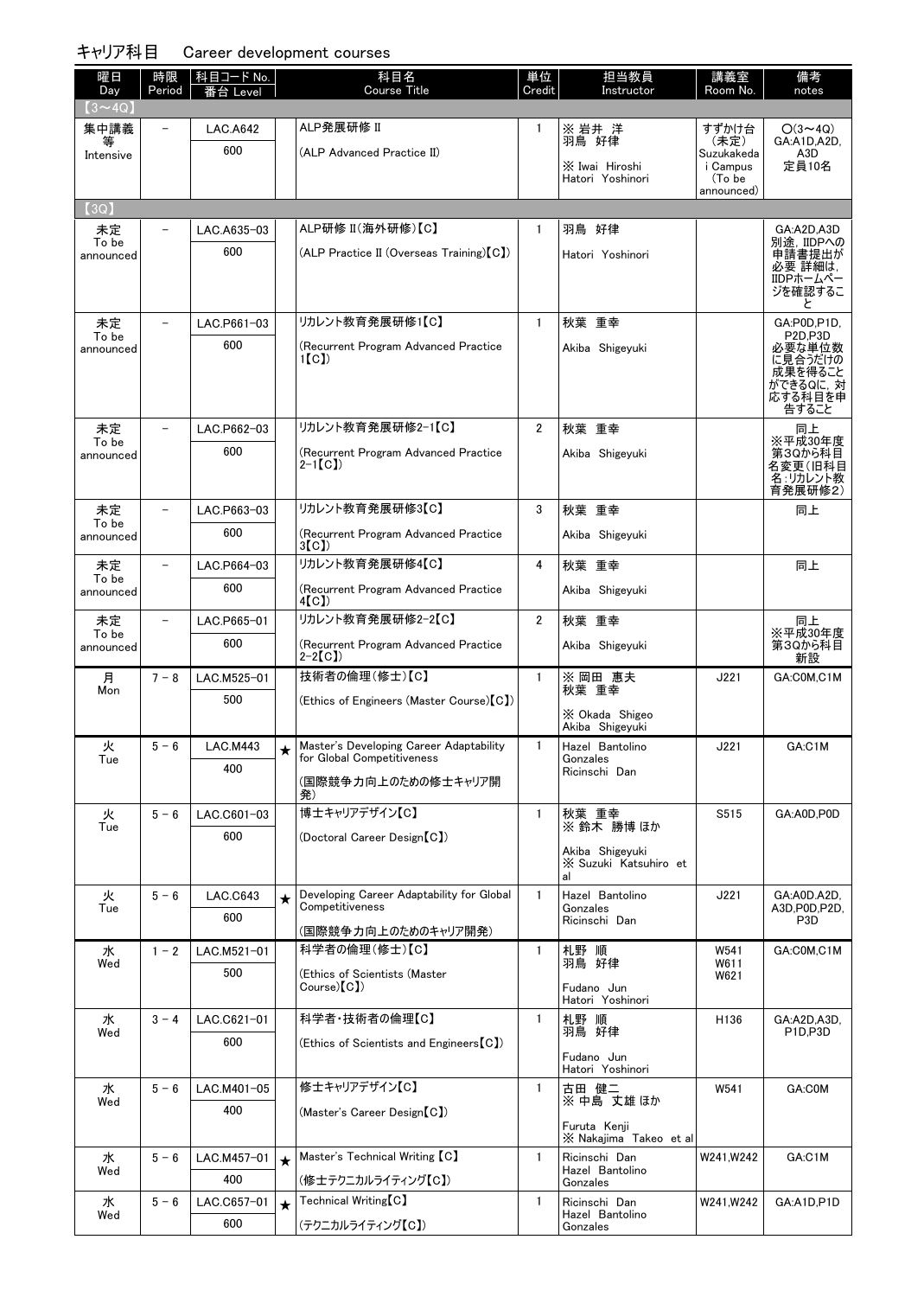# キャリア科目　Career development courses

| 曜日 Day | 時限 Period | 科目コード No. 番台 Level | | 科目名 Course Title | 単位 Credit | 担当教員 Instructor | 講義室 Room No. | 備考 notes |
|---|---|---|---|---|---|---|---|---|
| 【3～4Q】 | | | | | | | | |
| 集中講義等 Intensive | － | LAC.A642 600 | | ALP発展研修Ⅱ (ALP Advanced Practice II) | 1 | ※ 岩井 洋 羽鳥 好律 ※ Iwai Hiroshi Hatori Yoshinori | すずかけ台(未定) Suzukakedai Campus (To be announced) | ○(3～4Q) GA:A1D,A2D,A3D 定員10名 |
| 【3Q】 | | | | | | | | |
| 未定 To be announced | － | LAC.A635-03 600 | | ALP研修Ⅱ(海外研修)【C】 (ALP Practice II (Overseas Training)【C】) | 1 | 羽鳥 好律 Hatori Yoshinori | | GA:A2D,A3D 別途，IIDPへの申請書提出が必要 詳細は，IIDPホームページを確認すること |
| 未定 To be announced | － | LAC.P661-03 600 | | リカレント教育発展研修1【C】 (Recurrent Program Advanced Practice 1【C】) | 1 | 秋葉 重幸 Akiba Shigeyuki | | GA:P0D,P1D,P2D,P3D 必要な単位数に見合うだけの成果を得ることができるQに，対応する科目を申告すること |
| 未定 To be announced | － | LAC.P662-03 600 | | リカレント教育発展研修2-1【C】 (Recurrent Program Advanced Practice 2-1【C】) | 2 | 秋葉 重幸 Akiba Shigeyuki | | 同上 ※平成30年度第3Qから科目名変更(旧科目名:リカレント教育発展研修2) |
| 未定 To be announced | － | LAC.P663-03 600 | | リカレント教育発展研修3【C】 (Recurrent Program Advanced Practice 3【C】) | 3 | 秋葉 重幸 Akiba Shigeyuki | | 同上 |
| 未定 To be announced | － | LAC.P664-03 600 | | リカレント教育発展研修4【C】 (Recurrent Program Advanced Practice 4【C】) | 4 | 秋葉 重幸 Akiba Shigeyuki | | 同上 |
| 未定 To be announced | － | LAC.P665-01 600 | | リカレント教育発展研修2-2【C】 (Recurrent Program Advanced Practice 2-2【C】) | 2 | 秋葉 重幸 Akiba Shigeyuki | | 同上 ※平成30年度第3Qから科目新設 |
| 月 Mon | 7－8 | LAC.M525-01 500 | | 技術者の倫理(修士)【C】 (Ethics of Engineers (Master Course)【C】) | 1 | ※ 岡田 恵夫 秋葉 重幸 ※ Okada Shigeo Akiba Shigeyuki | J221 | GA:C0M,C1M |
| 火 Tue | 5－6 | LAC.M443 400 | ★ | Master's Developing Career Adaptability for Global Competitiveness (国際競争力向上のための修士キャリア開発) | 1 | Hazel Bantolino Gonzales Ricinschi Dan | J221 | GA:C1M |
| 火 Tue | 5－6 | LAC.C601-03 600 | | 博士キャリアデザイン【C】 (Doctoral Career Design【C】) | 1 | 秋葉 重幸 ※ 鈴木 勝博 ほか Akiba Shigeyuki ※ Suzuki Katsuhiro et al | S515 | GA:A0D,P0D |
| 火 Tue | 5－6 | LAC.C643 600 | ★ | Developing Career Adaptability for Global Competitiveness (国際競争力向上のためのキャリア開発) | 1 | Hazel Bantolino Gonzales Ricinschi Dan | J221 | GA:A0D,A2D,A3D,P0D,P2D,P3D |
| 水 Wed | 1－2 | LAC.M521-01 500 | | 科学者の倫理(修士)【C】 (Ethics of Scientists (Master Course)【C】) | 1 | 札野 順 羽鳥 好律 Fudano Jun Hatori Yoshinori | W541 W611 W621 | GA:C0M,C1M |
| 水 Wed | 3－4 | LAC.C621-01 600 | | 科学者・技術者の倫理【C】 (Ethics of Scientists and Engineers【C】) | 1 | 札野 順 羽鳥 好律 Fudano Jun Hatori Yoshinori | H136 | GA:A2D,A3D,P1D,P3D |
| 水 Wed | 5－6 | LAC.M401-05 400 | | 修士キャリアデザイン【C】 (Master's Career Design【C】) | 1 | 古田 健二 ※ 中島 丈雄 ほか Furuta Kenji ※ Nakajima Takeo et al | W541 | GA:C0M |
| 水 Wed | 5－6 | LAC.M457-01 400 | ★ | Master's Technical Writing【C】 (修士テクニカルライティング【C】) | 1 | Ricinschi Dan Hazel Bantolino Gonzales | W241,W242 | GA:C1M |
| 水 Wed | 5－6 | LAC.C657-01 600 | ★ | Technical Writing【C】 (テクニカルライティング【C】) | 1 | Ricinschi Dan Hazel Bantolino Gonzales | W241,W242 | GA:A1D,P1D |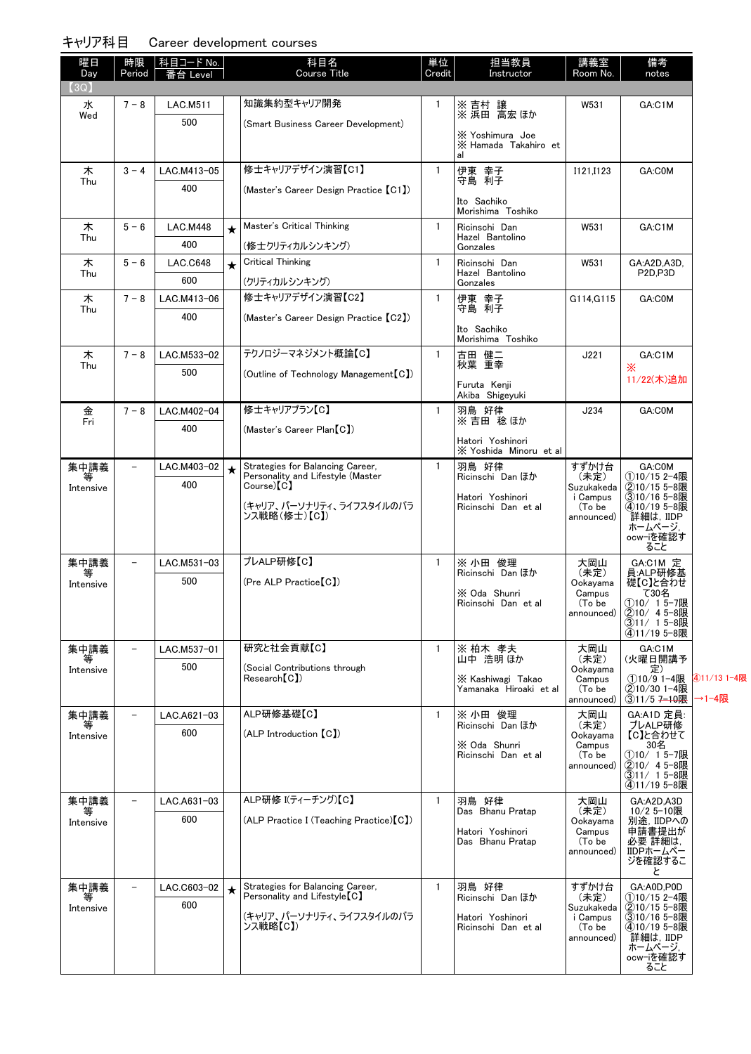キャリア科目　Career development courses

| 曜日 Day | 時限 Period | 科目コード No. 番台 Level | | 科目名 Course Title | 単位 Credit | 担当教員 Instructor | 講義室 Room No. | 備考 notes |
|---|---|---|---|---|---|---|---|---|
| 【3Q】 | | | | | | | | |
| 水 Wed | 7－8 | LAC.M511 500 | | 知識集約型キャリア開発 (Smart Business Career Development) | 1 | ※ 吉村　譲 ※ 浜田　高宏 ほか ※ Yoshimura　Joe ※ Hamada　Takahiro　et al | W531 | GA:C1M |
| 木 Thu | 3－4 | LAC.M413-05 400 | | 修士キャリアデザイン演習【C1】 (Master's Career Design Practice【C1】) | 1 | 伊東　幸子 守島　利子 Ito　Sachiko Morishima　Toshiko | I121,I123 | GA:C0M |
| 木 Thu | 5－6 | LAC.M448 400 | ★ | Master's Critical Thinking (修士クリティカルシンキング) | 1 | Ricinschi　Dan Hazel　Bantolino Gonzales | W531 | GA:C1M |
| 木 Thu | 5－6 | LAC.C648 600 | ★ | Critical Thinking (クリティカルシンキング) | 1 | Ricinschi　Dan Hazel　Bantolino Gonzales | W531 | GA:A2D,A3D, P2D,P3D |
| 木 Thu | 7－8 | LAC.M413-06 400 | | 修士キャリアデザイン演習【C2】 (Master's Career Design Practice【C2】) | 1 | 伊東　幸子 守島　利子 Ito　Sachiko Morishima　Toshiko | G114,G115 | GA:C0M |
| 木 Thu | 7－8 | LAC.M533-02 500 | | テクノロジーマネジメント概論【C】 (Outline of Technology Management【C】) | 1 | 古田　健二 秋葉　重幸 Furuta　Kenji Akiba　Shigeyuki | J221 | GA:C1M ※ 11/22(木)追加 |
| 金 Fri | 7－8 | LAC.M402-04 400 | | 修士キャリアプラン【C】 (Master's Career Plan【C】) | 1 | 羽鳥　好律 ※ 吉田　稔 ほか Hatori　Yoshinori ※ Yoshida　Minoru　et al | J234 | GA:C0M |
| 集中講義等 Intensive | － | LAC.M403-02 400 | ★ | Strategies for Balancing Career, Personality and Lifestyle (Master Course)【C】 (キャリア、パーソナリティ、ライフスタイルのバランス戦略（修士）【C】) | 1 | 羽鳥　好律 Ricinschi　Dan ほか Hatori　Yoshinori Ricinschi　Dan　et al | すずかけ台（未定） Suzukakedai Campus (To be announced) | GA:C0M ①10/15 2-4限 ②10/15 5-8限 ③10/16 5-8限 ④10/19 5-8限 詳細は，IIDPホームページ，ocw-iを確認すること |
| 集中講義等 Intensive | － | LAC.M531-03 500 | | プレALP研修【C】 (Pre ALP Practice【C】) | 1 | ※ 小田　俊理 Ricinschi　Dan ほか ※ Oda　Shunri Ricinschi　Dan　et al | 大岡山（未定） Ookayama Campus (To be announced) | GA:C1M 定員:ALP研修基礎【C】と合わせて30名 ①10/ 1 5-7限 ②10/ 4 5-8限 ③11/ 1 5-8限 ④11/19 5-8限 |
| 集中講義等 Intensive | － | LAC.M537-01 500 | | 研究と社会貢献【C】 (Social Contributions through Research【C】) | 1 | ※ 柏木　孝夫 山中　浩明 ほか ※ Kashiwagi　Takao Yamanaka　Hiroaki　et al | 大岡山（未定） Ookayama Campus (To be announced) | GA:C1M (火曜日開講予定) ①10/9 1-4限 ②10/30 1-4限 ③11/5 ~~7-10限~~ →1-4限 ④11/13 1-4限 |
| 集中講義等 Intensive | － | LAC.A621-03 600 | | ALP研修基礎【C】 (ALP Introduction【C】) | 1 | ※ 小田　俊理 Ricinschi　Dan ほか ※ Oda　Shunri Ricinschi　Dan　et al | 大岡山（未定） Ookayama Campus (To be announced) | GA:A1D 定員:プレALP研修【C】と合わせて30名 ①10/ 1 5-7限 ②10/ 4 5-8限 ③11/ 1 5-8限 ④11/19 5-8限 |
| 集中講義等 Intensive | － | LAC.A631-03 600 | | ALP研修 I(ティーチング)【C】 (ALP Practice I (Teaching Practice)【C】) | 1 | 羽鳥　好律 Das　Bhanu Pratap Hatori　Yoshinori Das　Bhanu Pratap | 大岡山（未定） Ookayama Campus (To be announced) | GA:A2D,A3D 10/2 5-10限 別途，IIDPへの申請書提出が必要 詳細は，IIDPホームページを確認すること |
| 集中講義等 Intensive | － | LAC.C603-02 600 | ★ | Strategies for Balancing Career, Personality and Lifestyle【C】 (キャリア、パーソナリティ、ライフスタイルのバランス戦略【C】) | 1 | 羽鳥　好律 Ricinschi　Dan ほか Hatori　Yoshinori Ricinschi　Dan　et al | すずかけ台（未定） Suzukakedai Campus (To be announced) | GA:A0D,P0D ①10/15 2-4限 ②10/15 5-8限 ③10/16 5-8限 ④10/19 5-8限 詳細は，IIDPホームページ，ocw-iを確認すること |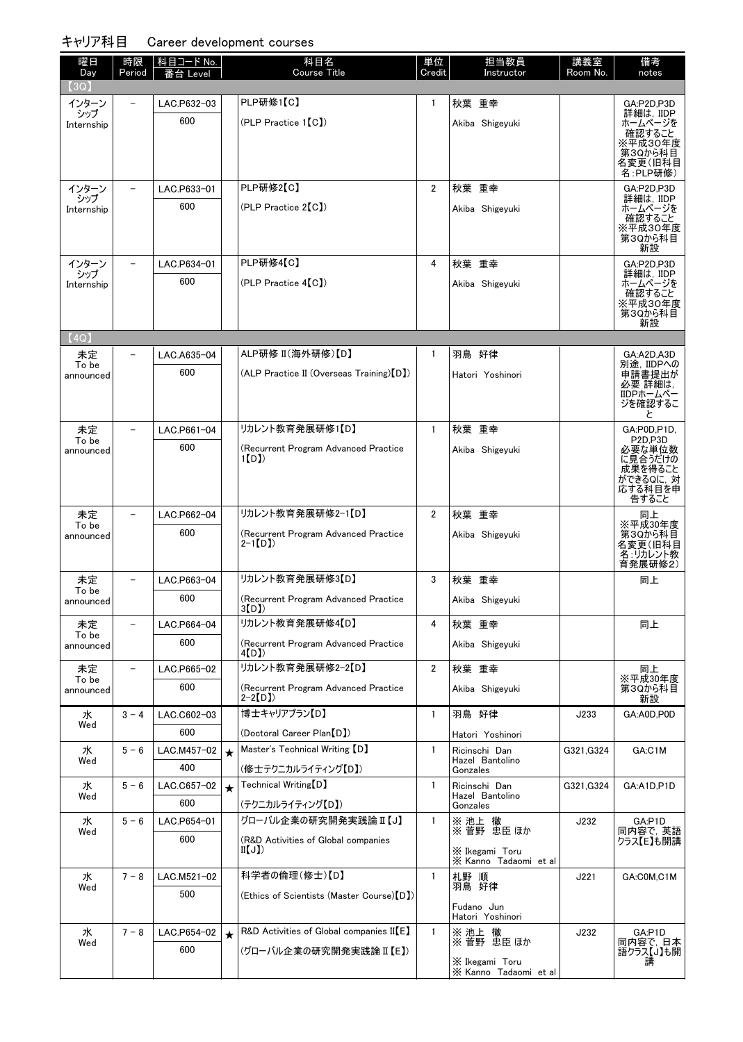# キャリア科目　Career development courses

| 曜日 Day | 時限 Period | 科目コード No. 番台 Level | | 科目名 Course Title | 単位 Credit | 担当教員 Instructor | 講義室 Room No. | 備考 notes |
|---|---|---|---|---|---|---|---|---|
| 【3Q】 | | | | | | | | |
| インターンシップ Internship | – | LAC.P632-03 600 | | PLP研修1【C】 (PLP Practice 1【C】) | 1 | 秋葉 重幸 Akiba Shigeyuki | | GA:P2D,P3D 詳細は，IIDPホームページを確認すること ※平成30年度第3Qから科目名変更(旧科目名:PLP研修) |
| インターンシップ Internship | – | LAC.P633-01 600 | | PLP研修2【C】 (PLP Practice 2【C】) | 2 | 秋葉 重幸 Akiba Shigeyuki | | GA:P2D,P3D 詳細は，IIDPホームページを確認すること ※平成30年度第3Qから科目新設 |
| インターンシップ Internship | – | LAC.P634-01 600 | | PLP研修4【C】 (PLP Practice 4【C】) | 4 | 秋葉 重幸 Akiba Shigeyuki | | GA:P2D,P3D 詳細は，IIDPホームページを確認すること ※平成30年度第3Qから科目新設 |
| 【4Q】 | | | | | | | | |
| 未定 To be announced | – | LAC.A635-04 600 | | ALP研修 II(海外研修)【D】 (ALP Practice II (Overseas Training)【D】) | 1 | 羽鳥 好律 Hatori Yoshinori | | GA:A2D,A3D 別途，IIDPへの申請書提出が必要 詳細は，IIDPホームページを確認すること |
| 未定 To be announced | – | LAC.P661-04 600 | | リカレント教育発展研修1【D】 (Recurrent Program Advanced Practice 1【D】) | 1 | 秋葉 重幸 Akiba Shigeyuki | | GA:P0D,P1D,P2D,P3D 必要な単位数に見合うだけの成果を得ることができるQに，対応する科目を申告すること |
| 未定 To be announced | – | LAC.P662-04 600 | | リカレント教育発展研修2-1【D】 (Recurrent Program Advanced Practice 2-1【D】) | 2 | 秋葉 重幸 Akiba Shigeyuki | | 同上 ※平成30年度第3Qから科目名変更(旧科目名:リカレント教育発展研修2) |
| 未定 To be announced | – | LAC.P663-04 600 | | リカレント教育発展研修3【D】 (Recurrent Program Advanced Practice 3【D】) | 3 | 秋葉 重幸 Akiba Shigeyuki | | 同上 |
| 未定 To be announced | – | LAC.P664-04 600 | | リカレント教育発展研修4【D】 (Recurrent Program Advanced Practice 4【D】) | 4 | 秋葉 重幸 Akiba Shigeyuki | | 同上 |
| 未定 To be announced | – | LAC.P665-02 600 | | リカレント教育発展研修2-2【D】 (Recurrent Program Advanced Practice 2-2【D】) | 2 | 秋葉 重幸 Akiba Shigeyuki | | 同上 ※平成30年度第3Qから科目新設 |
| 水 Wed | 3－4 | LAC.C602-03 600 | | 博士キャリアプラン【D】 (Doctoral Career Plan【D】) | 1 | 羽鳥 好律 Hatori Yoshinori | J233 | GA:A0D,P0D |
| 水 Wed | 5－6 | LAC.M457-02 400 | ★ | Master's Technical Writing 【D】 (修士テクニカルライティング【D】) | 1 | Ricinschi Dan Hazel Bantolino Gonzales | G321,G324 | GA:C1M |
| 水 Wed | 5－6 | LAC.C657-02 600 | ★ | Technical Writing【D】 (テクニカルライティング【D】) | 1 | Ricinschi Dan Hazel Bantolino Gonzales | G321,G324 | GA:A1D,P1D |
| 水 Wed | 5－6 | LAC.P654-01 600 | | グローバル企業の研究開発実践論 II【J】 (R&D Activities of Global companies II【J】) | 1 | ※ 池上 徹 ※ 菅野 忠臣 ほか ※ Ikegami Toru ※ Kanno Tadaomi et al | J232 | GA:P1D 同内容で，英語クラス【E】も開講 |
| 水 Wed | 7－8 | LAC.M521-02 500 | | 科学者の倫理(修士)【D】 (Ethics of Scientists (Master Course)【D】) | 1 | 札野 順 羽鳥 好律 Fudano Jun Hatori Yoshinori | J221 | GA:C0M,C1M |
| 水 Wed | 7－8 | LAC.P654-02 600 | ★ | R&D Activities of Global companies II【E】 (グローバル企業の研究開発実践論 II【E】) | 1 | ※ 池上 徹 ※ 菅野 忠臣 ほか ※ Ikegami Toru ※ Kanno Tadaomi et al | J232 | GA:P1D 同内容で，日本語クラス【J】も開講 |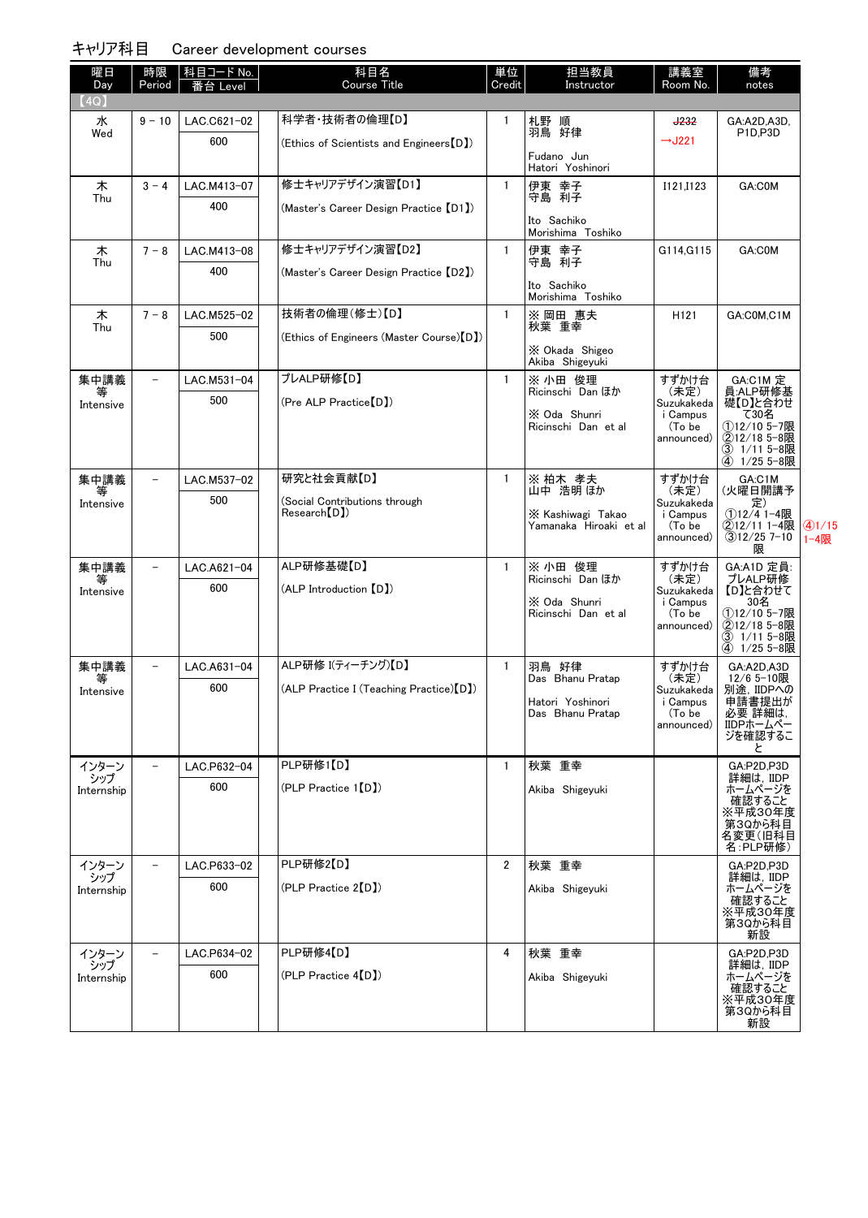# キャリア科目　Career development courses

| 曜日 Day | 時限 Period | 科目コード No. 番台 Level | 科目名 Course Title | 単位 Credit | 担当教員 Instructor | 講義室 Room No. | 備考 notes |
|---|---|---|---|---|---|---|---|
| 【4Q】 | | | | | | | |
| 水 Wed | 9 － 10 | LAC.C621-02 600 | 科学者・技術者の倫理【D】 (Ethics of Scientists and Engineers【D】) | 1 | 札野 順 羽鳥 好律 Fudano Jun Hatori Yoshinori | ~~J232~~ →J221 | GA:A2D,A3D, P1D,P3D |
| 木 Thu | 3 － 4 | LAC.M413-07 400 | 修士キャリアデザイン演習【D1】 (Master's Career Design Practice 【D1】) | 1 | 伊東 幸子 守島 利子 Ito Sachiko Morishima Toshiko | I121,I123 | GA:C0M |
| 木 Thu | 7 － 8 | LAC.M413-08 400 | 修士キャリアデザイン演習【D2】 (Master's Career Design Practice 【D2】) | 1 | 伊東 幸子 守島 利子 Ito Sachiko Morishima Toshiko | G114,G115 | GA:C0M |
| 木 Thu | 7 － 8 | LAC.M525-02 500 | 技術者の倫理(修士)【D】 (Ethics of Engineers (Master Course)【D】) | 1 | ※ 岡田 恵夫 秋葉 重幸 ※ Okada Shigeo Akiba Shigeyuki | H121 | GA:C0M,C1M |
| 集中講義等 Intensive | － | LAC.M531-04 500 | プレALP研修【D】 (Pre ALP Practice【D】) | 1 | ※ 小田 俊理 Ricinschi Dan ほか ※ Oda Shunri Ricinschi Dan et al | すずかけ台(未定) Suzukakedai Campus (To be announced) | GA:C1M 定員:ALP研修基礎【D】と合わせて30名 ①12/10 5-7限 ②12/18 5-8限 ③ 1/11 5-8限 ④ 1/25 5-8限 |
| 集中講義等 Intensive | － | LAC.M537-02 500 | 研究と社会貢献【D】 (Social Contributions through Research【D】) | 1 | ※ 柏木 孝夫 山中 浩明 ほか ※ Kashiwagi Takao Yamanaka Hiroaki et al | すずかけ台(未定) Suzukakedai Campus (To be announced) | GA:C1M (火曜日開講予定) ①12/4 1-4限 ②12/11 1-4限 ③12/25 7-10限 ④1/15 1-4限 |
| 集中講義等 Intensive | － | LAC.A621-04 600 | ALP研修基礎【D】 (ALP Introduction 【D】) | 1 | ※ 小田 俊理 Ricinschi Dan ほか ※ Oda Shunri Ricinschi Dan et al | すずかけ台(未定) Suzukakedai Campus (To be announced) | GA:A1D 定員:プレALP研修【D】と合わせて30名 ①12/10 5-7限 ②12/18 5-8限 ③ 1/11 5-8限 ④ 1/25 5-8限 |
| 集中講義等 Intensive | － | LAC.A631-04 600 | ALP研修 I(ティーチング)【D】 (ALP Practice I (Teaching Practice)【D】) | 1 | 羽鳥 好律 Das Bhanu Pratap Hatori Yoshinori Das Bhanu Pratap | すずかけ台(未定) Suzukakedai Campus (To be announced) | GA:A2D,A3D 12/6 5-10限 別途，IIDPへの申請書提出が必要 詳細は，IIDPホームページを確認すること |
| インターンシップ Internship | － | LAC.P632-04 600 | PLP研修1【D】 (PLP Practice 1【D】) | 1 | 秋葉 重幸 Akiba Shigeyuki | | GA:P2D,P3D 詳細は，IIDPホームページを確認すること ※平成30年度第3Qから科目名変更(旧科目名:PLP研修) |
| インターンシップ Internship | － | LAC.P633-02 600 | PLP研修2【D】 (PLP Practice 2【D】) | 2 | 秋葉 重幸 Akiba Shigeyuki | | GA:P2D,P3D 詳細は，IIDPホームページを確認すること ※平成30年度第3Qから科目新設 |
| インターンシップ Internship | － | LAC.P634-02 600 | PLP研修4【D】 (PLP Practice 4【D】) | 4 | 秋葉 重幸 Akiba Shigeyuki | | GA:P2D,P3D 詳細は，IIDPホームページを確認すること ※平成30年度第3Qから科目新設 |